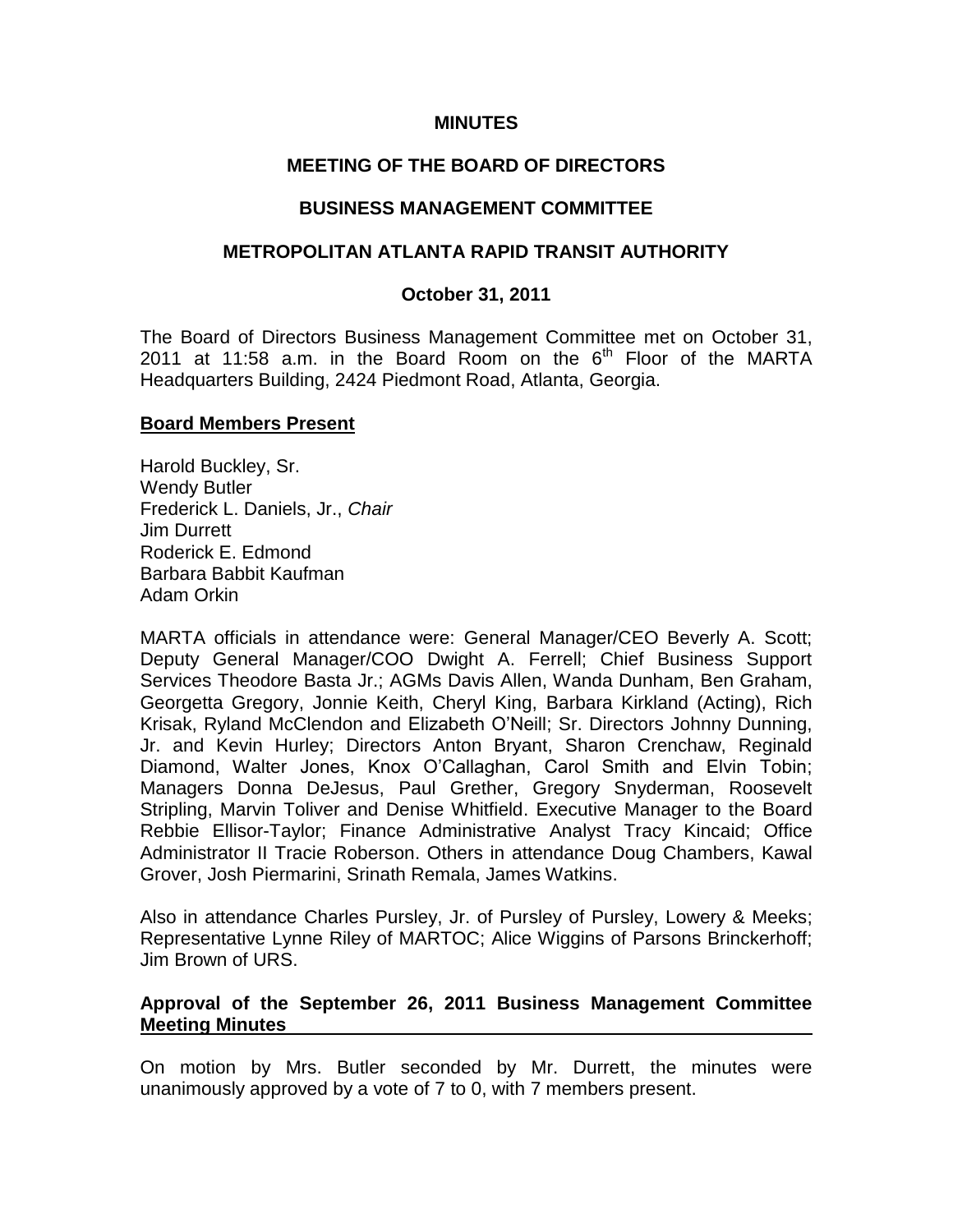**MINUTES**

**MEETING OF THE BOARD OF DIRECTORS**

**BUSINESS MANAGEMENT COMMITTEE**

**METROPOLITAN ATLANTA RAPID TRANSIT AUTHORITY**

**October 31, 2011**

The Board of Directors Business Management Committee met on October 31, 2011 at 11:58 a.m. in the Board Room on the 6th Floor of the MARTA Headquarters Building, 2424 Piedmont Road, Atlanta, Georgia.

**Board Members Present**

Harold Buckley, Sr.
Wendy Butler
Frederick L. Daniels, Jr., *Chair*
Jim Durrett
Roderick E. Edmond
Barbara Babbit Kaufman
Adam Orkin

MARTA officials in attendance were: General Manager/CEO Beverly A. Scott; Deputy General Manager/COO Dwight A. Ferrell; Chief Business Support Services Theodore Basta Jr.; AGMs Davis Allen, Wanda Dunham, Ben Graham, Georgetta Gregory, Jonnie Keith, Cheryl King, Barbara Kirkland (Acting), Rich Krisak, Ryland McClendon and Elizabeth O'Neill; Sr. Directors Johnny Dunning, Jr. and Kevin Hurley; Directors Anton Bryant, Sharon Crenchaw, Reginald Diamond, Walter Jones, Knox O'Callaghan, Carol Smith and Elvin Tobin; Managers Donna DeJesus, Paul Grether, Gregory Snyderman, Roosevelt Stripling, Marvin Toliver and Denise Whitfield. Executive Manager to the Board Rebbie Ellisor-Taylor; Finance Administrative Analyst Tracy Kincaid; Office Administrator II Tracie Roberson. Others in attendance Doug Chambers, Kawal Grover, Josh Piermarini, Srinath Remala, James Watkins.

Also in attendance Charles Pursley, Jr. of Pursley of Pursley, Lowery & Meeks; Representative Lynne Riley of MARTOC; Alice Wiggins of Parsons Brinckerhoff; Jim Brown of URS.

**Approval of the September 26, 2011 Business Management Committee Meeting Minutes**

On motion by Mrs. Butler seconded by Mr. Durrett, the minutes were unanimously approved by a vote of 7 to 0, with 7 members present.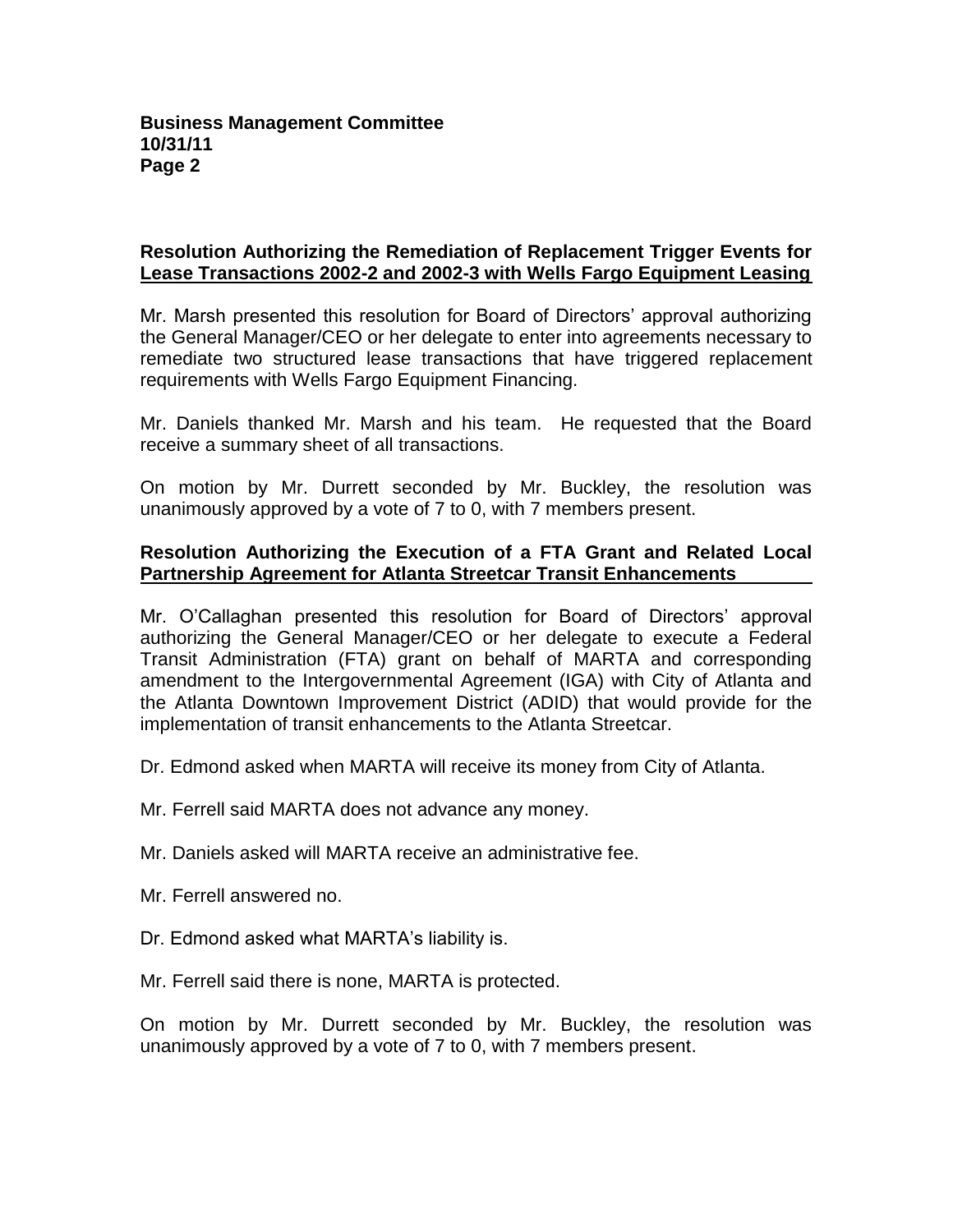**Resolution Authorizing the Remediation of Replacement Trigger Events for Lease Transactions 2002-2 and 2002-3 with Wells Fargo Equipment Leasing**

Mr. Marsh presented this resolution for Board of Directors' approval authorizing the General Manager/CEO or her delegate to enter into agreements necessary to remediate two structured lease transactions that have triggered replacement requirements with Wells Fargo Equipment Financing.

Mr. Daniels thanked Mr. Marsh and his team. He requested that the Board receive a summary sheet of all transactions.

On motion by Mr. Durrett seconded by Mr. Buckley, the resolution was unanimously approved by a vote of 7 to 0, with 7 members present.

**Resolution Authorizing the Execution of a FTA Grant and Related Local Partnership Agreement for Atlanta Streetcar Transit Enhancements**

Mr. O'Callaghan presented this resolution for Board of Directors' approval authorizing the General Manager/CEO or her delegate to execute a Federal Transit Administration (FTA) grant on behalf of MARTA and corresponding amendment to the Intergovernmental Agreement (IGA) with City of Atlanta and the Atlanta Downtown Improvement District (ADID) that would provide for the implementation of transit enhancements to the Atlanta Streetcar.

Dr. Edmond asked when MARTA will receive its money from City of Atlanta.

Mr. Ferrell said MARTA does not advance any money.

Mr. Daniels asked will MARTA receive an administrative fee.

Mr. Ferrell answered no.

Dr. Edmond asked what MARTA's liability is.

Mr. Ferrell said there is none, MARTA is protected.

On motion by Mr. Durrett seconded by Mr. Buckley, the resolution was unanimously approved by a vote of 7 to 0, with 7 members present.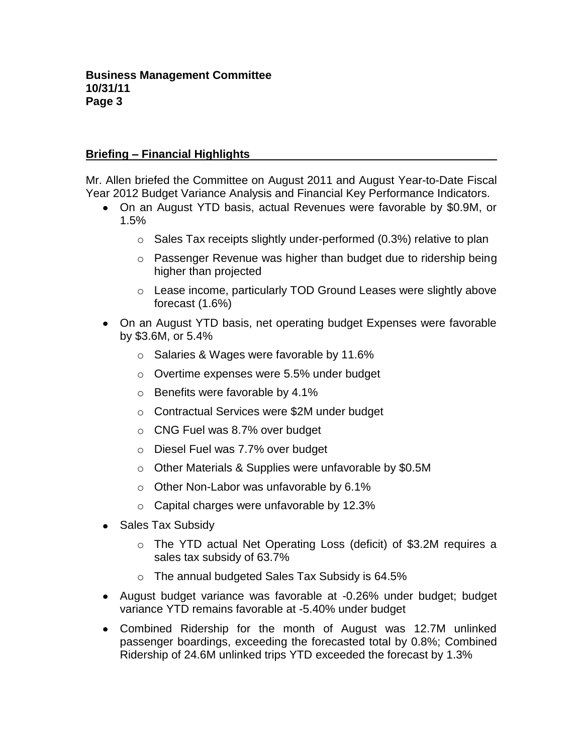## Briefing – Financial Highlights

Mr. Allen briefed the Committee on August 2011 and August Year-to-Date Fiscal Year 2012 Budget Variance Analysis and Financial Key Performance Indicators.

- On an August YTD basis, actual Revenues were favorable by $0.9M, or 1.5%
  - Sales Tax receipts slightly under-performed (0.3%) relative to plan
  - Passenger Revenue was higher than budget due to ridership being higher than projected
  - Lease income, particularly TOD Ground Leases were slightly above forecast (1.6%)
- On an August YTD basis, net operating budget Expenses were favorable by $3.6M, or 5.4%
  - Salaries & Wages were favorable by 11.6%
  - Overtime expenses were 5.5% under budget
  - Benefits were favorable by 4.1%
  - Contractual Services were $2M under budget
  - CNG Fuel was 8.7% over budget
  - Diesel Fuel was 7.7% over budget
  - Other Materials & Supplies were unfavorable by $0.5M
  - Other Non-Labor was unfavorable by 6.1%
  - Capital charges were unfavorable by 12.3%
- Sales Tax Subsidy
  - The YTD actual Net Operating Loss (deficit) of $3.2M requires a sales tax subsidy of 63.7%
  - The annual budgeted Sales Tax Subsidy is 64.5%
- August budget variance was favorable at -0.26% under budget; budget variance YTD remains favorable at -5.40% under budget
- Combined Ridership for the month of August was 12.7M unlinked passenger boardings, exceeding the forecasted total by 0.8%; Combined Ridership of 24.6M unlinked trips YTD exceeded the forecast by 1.3%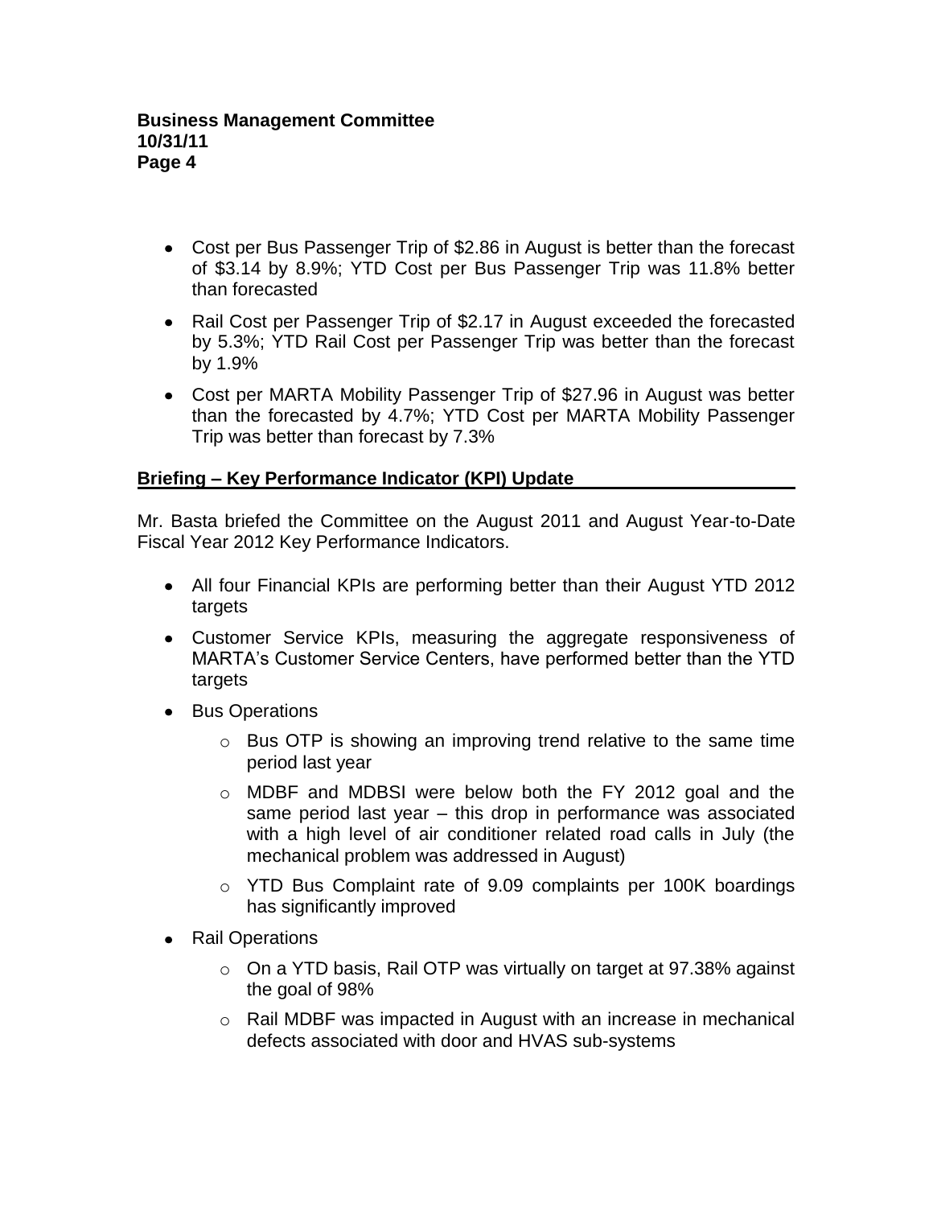- Cost per Bus Passenger Trip of $2.86 in August is better than the forecast of $3.14 by 8.9%; YTD Cost per Bus Passenger Trip was 11.8% better than forecasted
- Rail Cost per Passenger Trip of $2.17 in August exceeded the forecasted by 5.3%; YTD Rail Cost per Passenger Trip was better than the forecast by 1.9%
- Cost per MARTA Mobility Passenger Trip of $27.96 in August was better than the forecasted by 4.7%; YTD Cost per MARTA Mobility Passenger Trip was better than forecast by 7.3%

## Briefing – Key Performance Indicator (KPI) Update

Mr. Basta briefed the Committee on the August 2011 and August Year-to-Date Fiscal Year 2012 Key Performance Indicators.

- All four Financial KPIs are performing better than their August YTD 2012 targets
- Customer Service KPIs, measuring the aggregate responsiveness of MARTA's Customer Service Centers, have performed better than the YTD targets
- Bus Operations
  - Bus OTP is showing an improving trend relative to the same time period last year
  - MDBF and MDBSI were below both the FY 2012 goal and the same period last year – this drop in performance was associated with a high level of air conditioner related road calls in July (the mechanical problem was addressed in August)
  - YTD Bus Complaint rate of 9.09 complaints per 100K boardings has significantly improved
- Rail Operations
  - On a YTD basis, Rail OTP was virtually on target at 97.38% against the goal of 98%
  - Rail MDBF was impacted in August with an increase in mechanical defects associated with door and HVAS sub-systems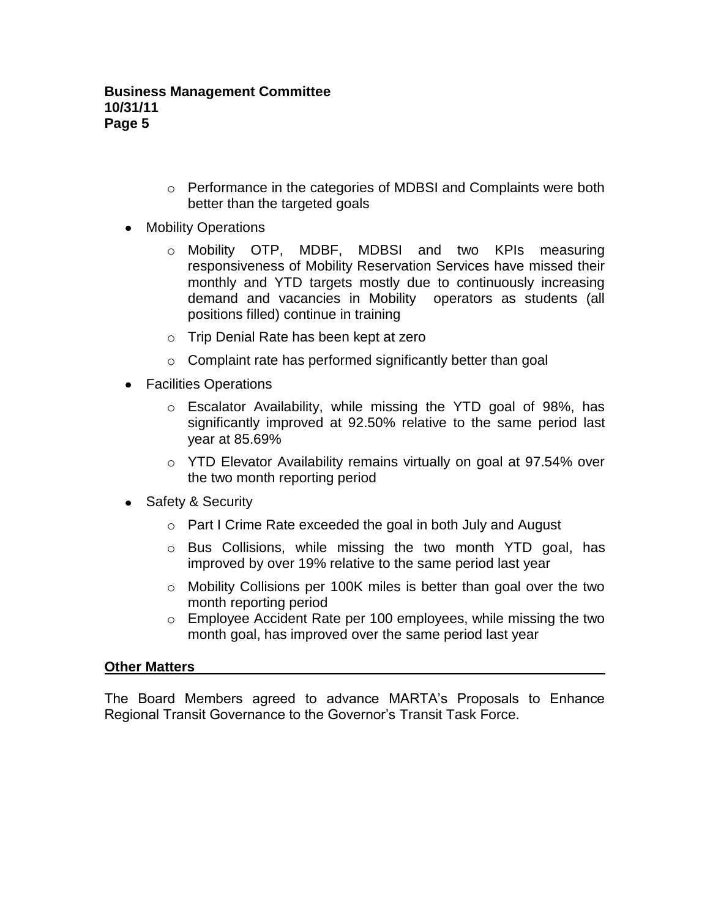- Performance in the categories of MDBSI and Complaints were both better than the targeted goals

- Mobility Operations
  - Mobility OTP, MDBF, MDBSI and two KPIs measuring responsiveness of Mobility Reservation Services have missed their monthly and YTD targets mostly due to continuously increasing demand and vacancies in Mobility operators as students (all positions filled) continue in training
  - Trip Denial Rate has been kept at zero
  - Complaint rate has performed significantly better than goal

- Facilities Operations
  - Escalator Availability, while missing the YTD goal of 98%, has significantly improved at 92.50% relative to the same period last year at 85.69%
  - YTD Elevator Availability remains virtually on goal at 97.54% over the two month reporting period

- Safety & Security
  - Part I Crime Rate exceeded the goal in both July and August
  - Bus Collisions, while missing the two month YTD goal, has improved by over 19% relative to the same period last year
  - Mobility Collisions per 100K miles is better than goal over the two month reporting period
  - Employee Accident Rate per 100 employees, while missing the two month goal, has improved over the same period last year

**Other Matters**

The Board Members agreed to advance MARTA's Proposals to Enhance Regional Transit Governance to the Governor's Transit Task Force.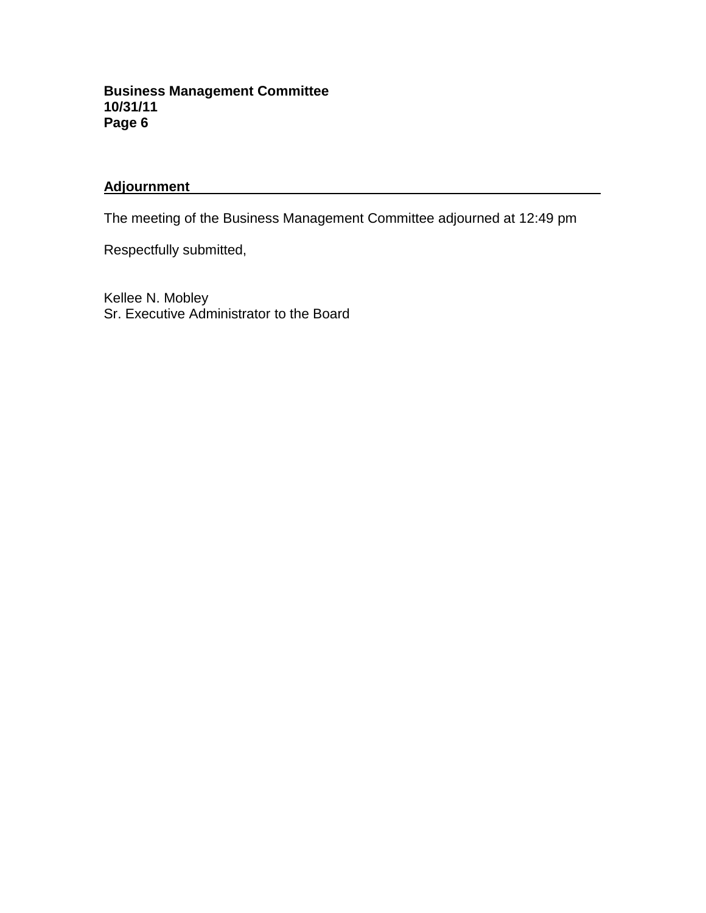## Adjournment

The meeting of the Business Management Committee adjourned at 12:49 pm

Respectfully submitted,

Kellee N. Mobley
Sr. Executive Administrator to the Board